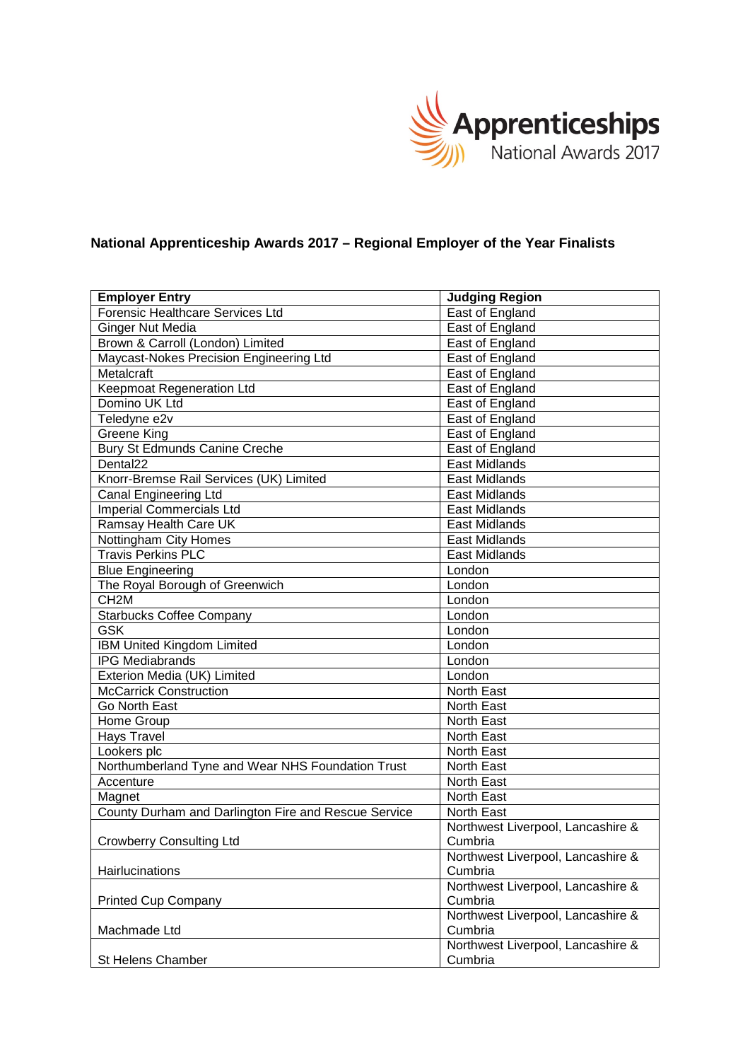# National Apprenticeship Awards 2017 – Regional Employer of the Year Finalists

| Employer Entry | Judging Region |
| --- | --- |
| Forensic Healthcare Services Ltd | East of England |
| Ginger Nut Media | East of England |
| Brown & Carroll (London) Limited | East of England |
| Maycast-Nokes Precision Engineering Ltd | East of England |
| Metalcraft | East of England |
| Keepmoat Regeneration Ltd | East of England |
| Domino UK Ltd | East of England |
| Teledyne e2v | East of England |
| Greene King | East of England |
| Bury St Edmunds Canine Creche | East of England |
| Dental22 | East Midlands |
| Knorr-Bremse Rail Services (UK) Limited | East Midlands |
| Canal Engineering Ltd | East Midlands |
| Imperial Commercials Ltd | East Midlands |
| Ramsay Health Care UK | East Midlands |
| Nottingham City Homes | East Midlands |
| Travis Perkins PLC | East Midlands |
| Blue Engineering | London |
| The Royal Borough of Greenwich | London |
| CH2M | London |
| Starbucks Coffee Company | London |
| GSK | London |
| IBM United Kingdom Limited | London |
| IPG Mediabrands | London |
| Exterion Media (UK) Limited | London |
| McCarrick Construction | North East |
| Go North East | North East |
| Home Group | North East |
| Hays Travel | North East |
| Lookers plc | North East |
| Northumberland Tyne and Wear NHS Foundation Trust | North East |
| Accenture | North East |
| Magnet | North East |
| County Durham and Darlington Fire and Rescue Service | North East |
| Crowberry Consulting Ltd | Northwest Liverpool, Lancashire & Cumbria |
| Hairlucinations | Northwest Liverpool, Lancashire & Cumbria |
| Printed Cup Company | Northwest Liverpool, Lancashire & Cumbria |
| Machmade Ltd | Northwest Liverpool, Lancashire & Cumbria |
| St Helens Chamber | Northwest Liverpool, Lancashire & Cumbria |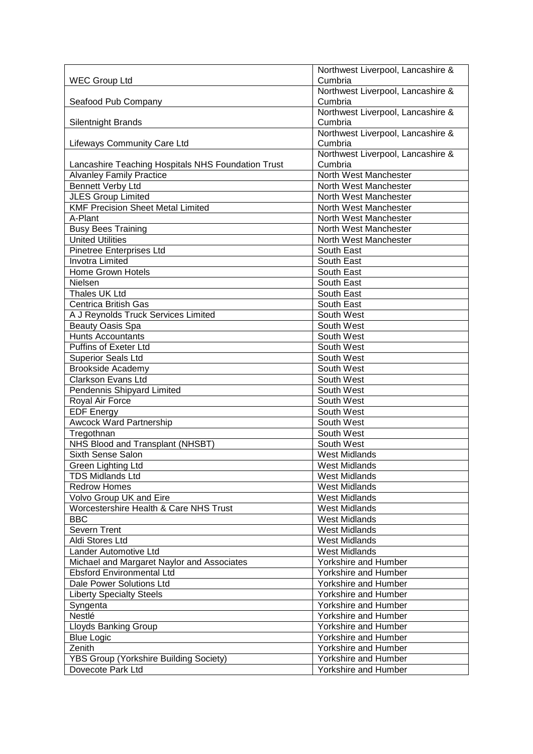| | |
|---|---|
| WEC Group Ltd | Northwest Liverpool, Lancashire & Cumbria |
| Seafood Pub Company | Northwest Liverpool, Lancashire & Cumbria |
| Silentnight Brands | Northwest Liverpool, Lancashire & Cumbria |
| Lifeways Community Care Ltd | Northwest Liverpool, Lancashire & Cumbria |
| Lancashire Teaching Hospitals NHS Foundation Trust | Northwest Liverpool, Lancashire & Cumbria |
| Alvanley Family Practice | North West Manchester |
| Bennett Verby Ltd | North West Manchester |
| JLES Group Limited | North West Manchester |
| KMF Precision Sheet Metal Limited | North West Manchester |
| A-Plant | North West Manchester |
| Busy Bees Training | North West Manchester |
| United Utilities | North West Manchester |
| Pinetree Enterprises Ltd | South East |
| Invotra Limited | South East |
| Home Grown Hotels | South East |
| Nielsen | South East |
| Thales UK Ltd | South East |
| Centrica British Gas | South East |
| A J Reynolds Truck Services Limited | South West |
| Beauty Oasis Spa | South West |
| Hunts Accountants | South West |
| Puffins of Exeter Ltd | South West |
| Superior Seals Ltd | South West |
| Brookside Academy | South West |
| Clarkson Evans Ltd | South West |
| Pendennis Shipyard Limited | South West |
| Royal Air Force | South West |
| EDF Energy | South West |
| Awcock Ward Partnership | South West |
| Tregothnan | South West |
| NHS Blood and Transplant (NHSBT) | South West |
| Sixth Sense Salon | West Midlands |
| Green Lighting Ltd | West Midlands |
| TDS Midlands Ltd | West Midlands |
| Redrow Homes | West Midlands |
| Volvo Group UK and Eire | West Midlands |
| Worcestershire Health & Care NHS Trust | West Midlands |
| BBC | West Midlands |
| Severn Trent | West Midlands |
| Aldi Stores Ltd | West Midlands |
| Lander Automotive Ltd | West Midlands |
| Michael and Margaret Naylor and Associates | Yorkshire and Humber |
| Ebsford Environmental Ltd | Yorkshire and Humber |
| Dale Power Solutions Ltd | Yorkshire and Humber |
| Liberty Specialty Steels | Yorkshire and Humber |
| Syngenta | Yorkshire and Humber |
| Nestlé | Yorkshire and Humber |
| Lloyds Banking Group | Yorkshire and Humber |
| Blue Logic | Yorkshire and Humber |
| Zenith | Yorkshire and Humber |
| YBS Group (Yorkshire Building Society) | Yorkshire and Humber |
| Dovecote Park Ltd | Yorkshire and Humber |